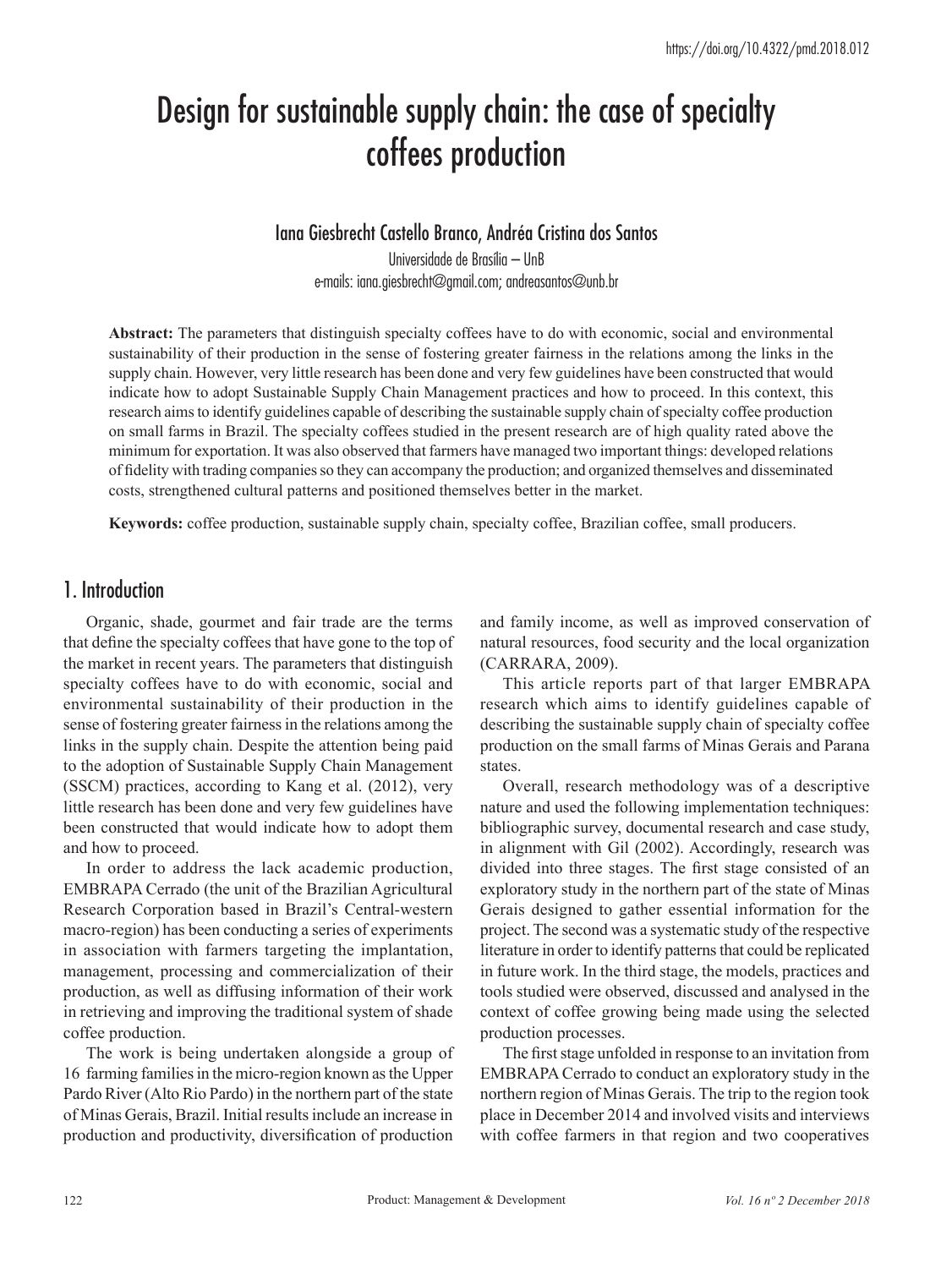# Design for sustainable supply chain: the case of specialty coffees production

Iana Giesbrecht Castello Branco, Andréa Cristina dos Santos

Universidade de Brasília – UnB

e-mails: iana.giesbrecht@gmail.com; andreasantos@unb.br

**Abstract:** The parameters that distinguish specialty coffees have to do with economic, social and environmental sustainability of their production in the sense of fostering greater fairness in the relations among the links in the supply chain. However, very little research has been done and very few guidelines have been constructed that would indicate how to adopt Sustainable Supply Chain Management practices and how to proceed. In this context, this research aims to identify guidelines capable of describing the sustainable supply chain of specialty coffee production on small farms in Brazil. The specialty coffees studied in the present research are of high quality rated above the minimum for exportation. It was also observed that farmers have managed two important things: developed relations of fidelity with trading companies so they can accompany the production; and organized themselves and disseminated costs, strengthened cultural patterns and positioned themselves better in the market.

**Keywords:** coffee production, sustainable supply chain, specialty coffee, Brazilian coffee, small producers.

## 1. Introduction

Organic, shade, gourmet and fair trade are the terms that define the specialty coffees that have gone to the top of the market in recent years. The parameters that distinguish specialty coffees have to do with economic, social and environmental sustainability of their production in the sense of fostering greater fairness in the relations among the links in the supply chain. Despite the attention being paid to the adoption of Sustainable Supply Chain Management (SSCM) practices, according to Kang et al. (2012), very little research has been done and very few guidelines have been constructed that would indicate how to adopt them and how to proceed.

In order to address the lack academic production, EMBRAPA Cerrado (the unit of the Brazilian Agricultural Research Corporation based in Brazil's Central-western macro-region) has been conducting a series of experiments in association with farmers targeting the implantation, management, processing and commercialization of their production, as well as diffusing information of their work in retrieving and improving the traditional system of shade coffee production.

The work is being undertaken alongside a group of 16 farming families in the micro-region known as the Upper Pardo River (Alto Rio Pardo) in the northern part of the state of Minas Gerais, Brazil. Initial results include an increase in production and productivity, diversification of production and family income, as well as improved conservation of natural resources, food security and the local organization (CARRARA, 2009).

This article reports part of that larger EMBRAPA research which aims to identify guidelines capable of describing the sustainable supply chain of specialty coffee production on the small farms of Minas Gerais and Parana states.

Overall, research methodology was of a descriptive nature and used the following implementation techniques: bibliographic survey, documental research and case study, in alignment with Gil (2002). Accordingly, research was divided into three stages. The first stage consisted of an exploratory study in the northern part of the state of Minas Gerais designed to gather essential information for the project. The second was a systematic study of the respective literature in order to identify patterns that could be replicated in future work. In the third stage, the models, practices and tools studied were observed, discussed and analysed in the context of coffee growing being made using the selected production processes.

The first stage unfolded in response to an invitation from EMBRAPA Cerrado to conduct an exploratory study in the northern region of Minas Gerais. The trip to the region took place in December 2014 and involved visits and interviews with coffee farmers in that region and two cooperatives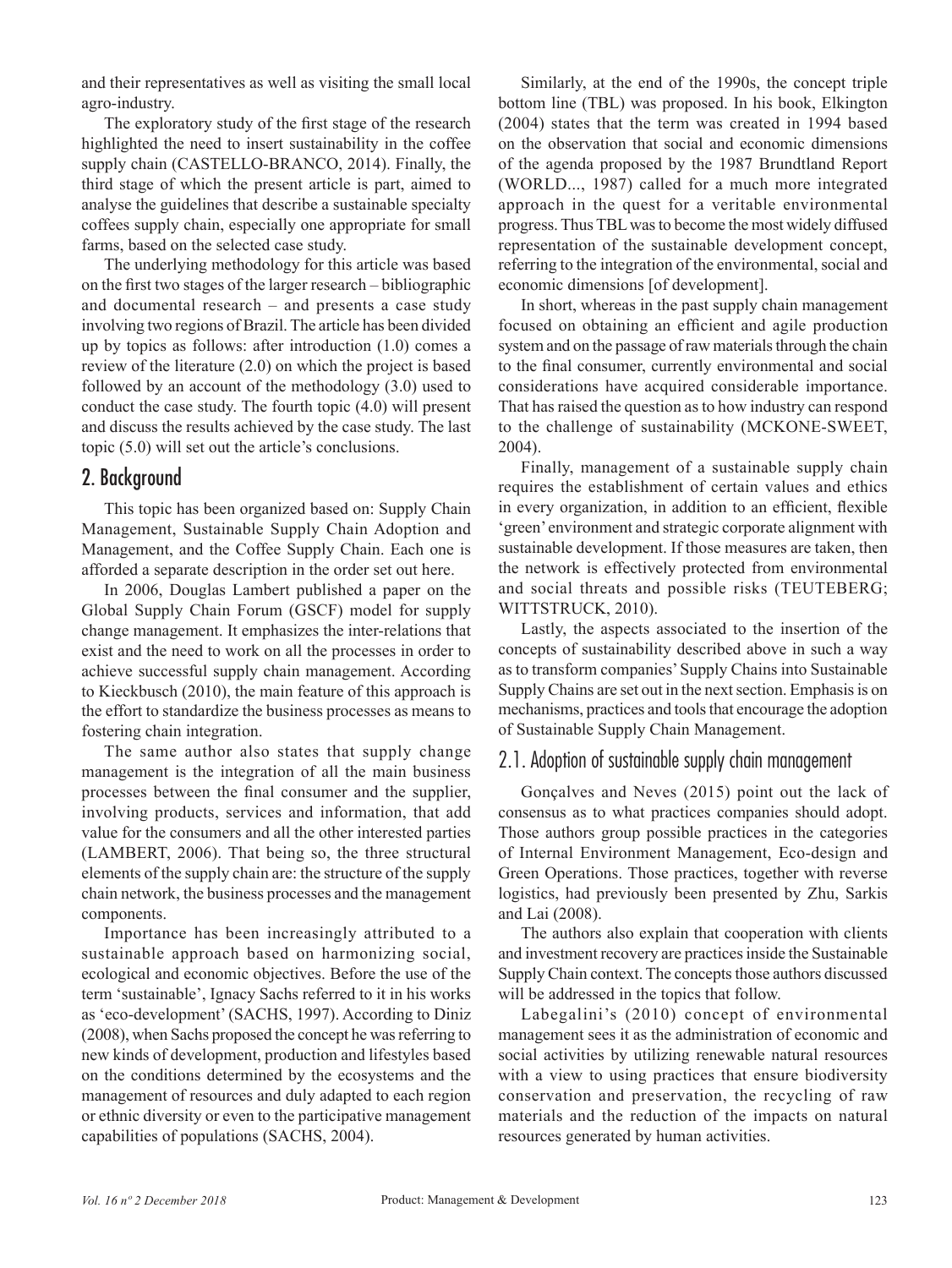and their representatives as well as visiting the small local agro-industry.

The exploratory study of the first stage of the research highlighted the need to insert sustainability in the coffee supply chain (CASTELLO-BRANCO, 2014). Finally, the third stage of which the present article is part, aimed to analyse the guidelines that describe a sustainable specialty coffees supply chain, especially one appropriate for small farms, based on the selected case study.

The underlying methodology for this article was based on the first two stages of the larger research – bibliographic and documental research – and presents a case study involving two regions of Brazil. The article has been divided up by topics as follows: after introduction (1.0) comes a review of the literature (2.0) on which the project is based followed by an account of the methodology (3.0) used to conduct the case study. The fourth topic (4.0) will present and discuss the results achieved by the case study. The last topic (5.0) will set out the article's conclusions.

## 2. Background

This topic has been organized based on: Supply Chain Management, Sustainable Supply Chain Adoption and Management, and the Coffee Supply Chain. Each one is afforded a separate description in the order set out here.

In 2006, Douglas Lambert published a paper on the Global Supply Chain Forum (GSCF) model for supply change management. It emphasizes the inter-relations that exist and the need to work on all the processes in order to achieve successful supply chain management. According to Kieckbusch (2010), the main feature of this approach is the effort to standardize the business processes as means to fostering chain integration.

The same author also states that supply change management is the integration of all the main business processes between the final consumer and the supplier, involving products, services and information, that add value for the consumers and all the other interested parties (LAMBERT, 2006). That being so, the three structural elements of the supply chain are: the structure of the supply chain network, the business processes and the management components.

Importance has been increasingly attributed to a sustainable approach based on harmonizing social, ecological and economic objectives. Before the use of the term 'sustainable', Ignacy Sachs referred to it in his works as 'eco-development' (SACHS, 1997). According to Diniz (2008), when Sachs proposed the concept he was referring to new kinds of development, production and lifestyles based on the conditions determined by the ecosystems and the management of resources and duly adapted to each region or ethnic diversity or even to the participative management capabilities of populations (SACHS, 2004).

Similarly, at the end of the 1990s, the concept triple bottom line (TBL) was proposed. In his book, Elkington (2004) states that the term was created in 1994 based on the observation that social and economic dimensions of the agenda proposed by the 1987 Brundtland Report (WORLD..., 1987) called for a much more integrated approach in the quest for a veritable environmental progress. Thus TBL was to become the most widely diffused representation of the sustainable development concept, referring to the integration of the environmental, social and economic dimensions [of development].

In short, whereas in the past supply chain management focused on obtaining an efficient and agile production system and on the passage of raw materials through the chain to the final consumer, currently environmental and social considerations have acquired considerable importance. That has raised the question as to how industry can respond to the challenge of sustainability (MCKONE-SWEET, 2004).

Finally, management of a sustainable supply chain requires the establishment of certain values and ethics in every organization, in addition to an efficient, flexible 'green' environment and strategic corporate alignment with sustainable development. If those measures are taken, then the network is effectively protected from environmental and social threats and possible risks (TEUTEBERG; WITTSTRUCK, 2010).

Lastly, the aspects associated to the insertion of the concepts of sustainability described above in such a way as to transform companies' Supply Chains into Sustainable Supply Chains are set out in the next section. Emphasis is on mechanisms, practices and tools that encourage the adoption of Sustainable Supply Chain Management.

### 2.1. Adoption of sustainable supply chain management

Gonçalves and Neves (2015) point out the lack of consensus as to what practices companies should adopt. Those authors group possible practices in the categories of Internal Environment Management, Eco-design and Green Operations. Those practices, together with reverse logistics, had previously been presented by Zhu, Sarkis and Lai (2008).

The authors also explain that cooperation with clients and investment recovery are practices inside the Sustainable Supply Chain context. The concepts those authors discussed will be addressed in the topics that follow.

Labegalini's (2010) concept of environmental management sees it as the administration of economic and social activities by utilizing renewable natural resources with a view to using practices that ensure biodiversity conservation and preservation, the recycling of raw materials and the reduction of the impacts on natural resources generated by human activities.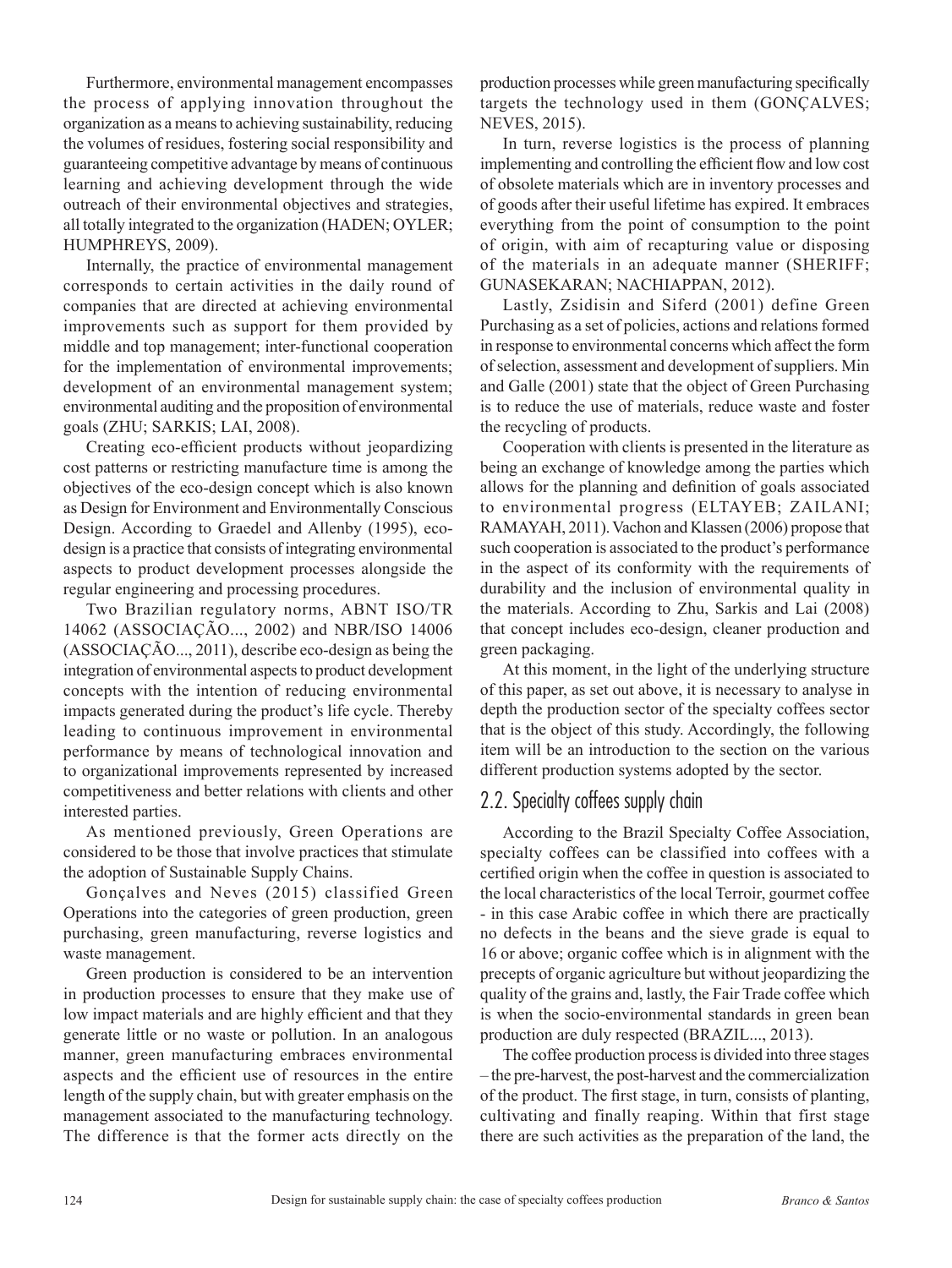Furthermore, environmental management encompasses the process of applying innovation throughout the organization as a means to achieving sustainability, reducing the volumes of residues, fostering social responsibility and guaranteeing competitive advantage by means of continuous learning and achieving development through the wide outreach of their environmental objectives and strategies, all totally integrated to the organization (HADEN; OYLER; HUMPHREYS, 2009).

Internally, the practice of environmental management corresponds to certain activities in the daily round of companies that are directed at achieving environmental improvements such as support for them provided by middle and top management; inter-functional cooperation for the implementation of environmental improvements; development of an environmental management system; environmental auditing and the proposition of environmental goals (ZHU; SARKIS; LAI, 2008).

Creating eco-efficient products without jeopardizing cost patterns or restricting manufacture time is among the objectives of the eco-design concept which is also known as Design for Environment and Environmentally Conscious Design. According to Graedel and Allenby (1995), eco-design is a practice that consists of integrating environmental aspects to product development processes alongside the regular engineering and processing procedures.

Two Brazilian regulatory norms, ABNT ISO/TR 14062 (ASSOCIAÇÃO..., 2002) and NBR/ISO 14006 (ASSOCIAÇÃO..., 2011), describe eco-design as being the integration of environmental aspects to product development concepts with the intention of reducing environmental impacts generated during the product's life cycle. Thereby leading to continuous improvement in environmental performance by means of technological innovation and to organizational improvements represented by increased competitiveness and better relations with clients and other interested parties.

As mentioned previously, Green Operations are considered to be those that involve practices that stimulate the adoption of Sustainable Supply Chains.

Gonçalves and Neves (2015) classified Green Operations into the categories of green production, green purchasing, green manufacturing, reverse logistics and waste management.

Green production is considered to be an intervention in production processes to ensure that they make use of low impact materials and are highly efficient and that they generate little or no waste or pollution. In an analogous manner, green manufacturing embraces environmental aspects and the efficient use of resources in the entire length of the supply chain, but with greater emphasis on the management associated to the manufacturing technology. The difference is that the former acts directly on the production processes while green manufacturing specifically targets the technology used in them (GONÇALVES; NEVES, 2015).

In turn, reverse logistics is the process of planning implementing and controlling the efficient flow and low cost of obsolete materials which are in inventory processes and of goods after their useful lifetime has expired. It embraces everything from the point of consumption to the point of origin, with aim of recapturing value or disposing of the materials in an adequate manner (SHERIFF; GUNASEKARAN; NACHIAPPAN, 2012).

Lastly, Zsidisin and Siferd (2001) define Green Purchasing as a set of policies, actions and relations formed in response to environmental concerns which affect the form of selection, assessment and development of suppliers. Min and Galle (2001) state that the object of Green Purchasing is to reduce the use of materials, reduce waste and foster the recycling of products.

Cooperation with clients is presented in the literature as being an exchange of knowledge among the parties which allows for the planning and definition of goals associated to environmental progress (ELTAYEB; ZAILANI; RAMAYAH, 2011). Vachon and Klassen (2006) propose that such cooperation is associated to the product's performance in the aspect of its conformity with the requirements of durability and the inclusion of environmental quality in the materials. According to Zhu, Sarkis and Lai (2008) that concept includes eco-design, cleaner production and green packaging.

At this moment, in the light of the underlying structure of this paper, as set out above, it is necessary to analyse in depth the production sector of the specialty coffees sector that is the object of this study. Accordingly, the following item will be an introduction to the section on the various different production systems adopted by the sector.

## 2.2. Specialty coffees supply chain

According to the Brazil Specialty Coffee Association, specialty coffees can be classified into coffees with a certified origin when the coffee in question is associated to the local characteristics of the local Terroir, gourmet coffee - in this case Arabic coffee in which there are practically no defects in the beans and the sieve grade is equal to 16 or above; organic coffee which is in alignment with the precepts of organic agriculture but without jeopardizing the quality of the grains and, lastly, the Fair Trade coffee which is when the socio-environmental standards in green bean production are duly respected (BRAZIL..., 2013).

The coffee production process is divided into three stages – the pre-harvest, the post-harvest and the commercialization of the product. The first stage, in turn, consists of planting, cultivating and finally reaping. Within that first stage there are such activities as the preparation of the land, the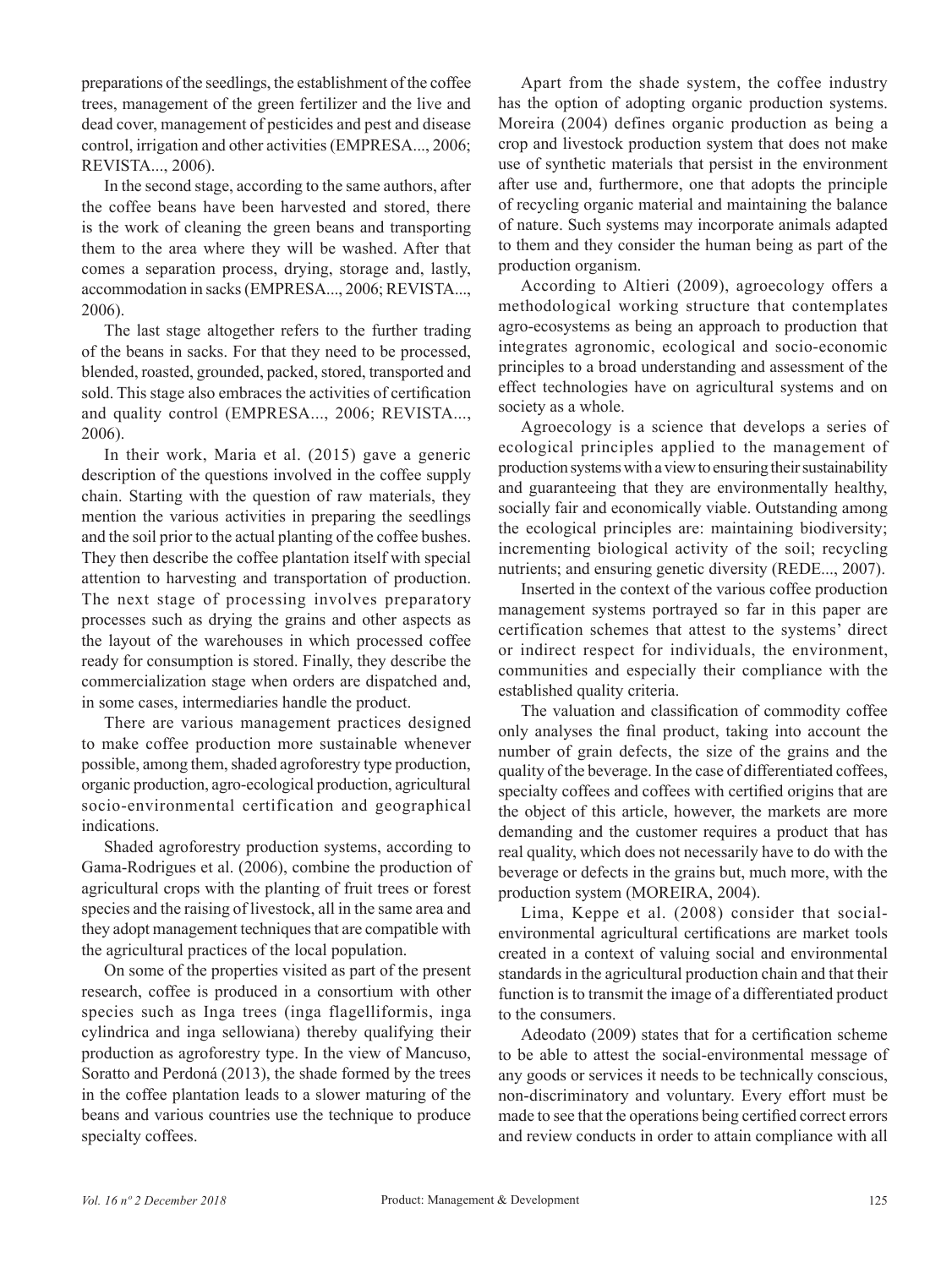preparations of the seedlings, the establishment of the coffee trees, management of the green fertilizer and the live and dead cover, management of pesticides and pest and disease control, irrigation and other activities (EMPRESA..., 2006; REVISTA..., 2006).

In the second stage, according to the same authors, after the coffee beans have been harvested and stored, there is the work of cleaning the green beans and transporting them to the area where they will be washed. After that comes a separation process, drying, storage and, lastly, accommodation in sacks (EMPRESA..., 2006; REVISTA..., 2006).

The last stage altogether refers to the further trading of the beans in sacks. For that they need to be processed, blended, roasted, grounded, packed, stored, transported and sold. This stage also embraces the activities of certification and quality control (EMPRESA..., 2006; REVISTA..., 2006).

In their work, Maria et al. (2015) gave a generic description of the questions involved in the coffee supply chain. Starting with the question of raw materials, they mention the various activities in preparing the seedlings and the soil prior to the actual planting of the coffee bushes. They then describe the coffee plantation itself with special attention to harvesting and transportation of production. The next stage of processing involves preparatory processes such as drying the grains and other aspects as the layout of the warehouses in which processed coffee ready for consumption is stored. Finally, they describe the commercialization stage when orders are dispatched and, in some cases, intermediaries handle the product.

There are various management practices designed to make coffee production more sustainable whenever possible, among them, shaded agroforestry type production, organic production, agro-ecological production, agricultural socio-environmental certification and geographical indications.

Shaded agroforestry production systems, according to Gama-Rodrigues et al. (2006), combine the production of agricultural crops with the planting of fruit trees or forest species and the raising of livestock, all in the same area and they adopt management techniques that are compatible with the agricultural practices of the local population.

On some of the properties visited as part of the present research, coffee is produced in a consortium with other species such as Inga trees (inga flagelliformis, inga cylindrica and inga sellowiana) thereby qualifying their production as agroforestry type. In the view of Mancuso, Soratto and Perdoná (2013), the shade formed by the trees in the coffee plantation leads to a slower maturing of the beans and various countries use the technique to produce specialty coffees.

Apart from the shade system, the coffee industry has the option of adopting organic production systems. Moreira (2004) defines organic production as being a crop and livestock production system that does not make use of synthetic materials that persist in the environment after use and, furthermore, one that adopts the principle of recycling organic material and maintaining the balance of nature. Such systems may incorporate animals adapted to them and they consider the human being as part of the production organism.

According to Altieri (2009), agroecology offers a methodological working structure that contemplates agro-ecosystems as being an approach to production that integrates agronomic, ecological and socio-economic principles to a broad understanding and assessment of the effect technologies have on agricultural systems and on society as a whole.

Agroecology is a science that develops a series of ecological principles applied to the management of production systems with a view to ensuring their sustainability and guaranteeing that they are environmentally healthy, socially fair and economically viable. Outstanding among the ecological principles are: maintaining biodiversity; incrementing biological activity of the soil; recycling nutrients; and ensuring genetic diversity (REDE..., 2007).

Inserted in the context of the various coffee production management systems portrayed so far in this paper are certification schemes that attest to the systems' direct or indirect respect for individuals, the environment, communities and especially their compliance with the established quality criteria.

The valuation and classification of commodity coffee only analyses the final product, taking into account the number of grain defects, the size of the grains and the quality of the beverage. In the case of differentiated coffees, specialty coffees and coffees with certified origins that are the object of this article, however, the markets are more demanding and the customer requires a product that has real quality, which does not necessarily have to do with the beverage or defects in the grains but, much more, with the production system (MOREIRA, 2004).

Lima, Keppe et al. (2008) consider that social-environmental agricultural certifications are market tools created in a context of valuing social and environmental standards in the agricultural production chain and that their function is to transmit the image of a differentiated product to the consumers.

Adeodato (2009) states that for a certification scheme to be able to attest the social-environmental message of any goods or services it needs to be technically conscious, non-discriminatory and voluntary. Every effort must be made to see that the operations being certified correct errors and review conducts in order to attain compliance with all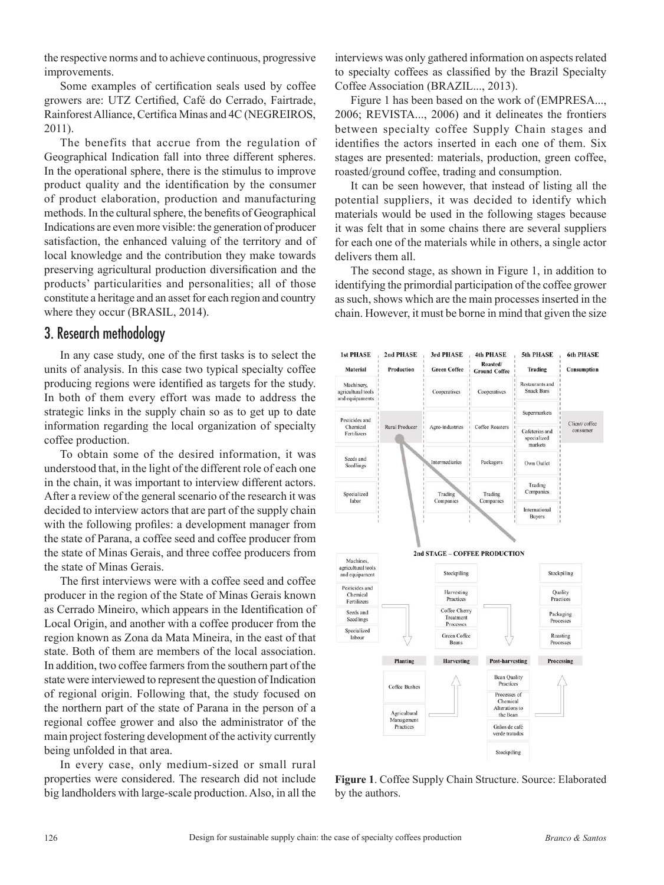the respective norms and to achieve continuous, progressive improvements.

Some examples of certification seals used by coffee growers are: UTZ Certified, Café do Cerrado, Fairtrade, Rainforest Alliance, Certifica Minas and 4C (NEGREIROS, 2011).

The benefits that accrue from the regulation of Geographical Indication fall into three different spheres. In the operational sphere, there is the stimulus to improve product quality and the identification by the consumer of product elaboration, production and manufacturing methods. In the cultural sphere, the benefits of Geographical Indications are even more visible: the generation of producer satisfaction, the enhanced valuing of the territory and of local knowledge and the contribution they make towards preserving agricultural production diversification and the products' particularities and personalities; all of those constitute a heritage and an asset for each region and country where they occur (BRASIL, 2014).

## 3. Research methodology

In any case study, one of the first tasks is to select the units of analysis. In this case two typical specialty coffee producing regions were identified as targets for the study. In both of them every effort was made to address the strategic links in the supply chain so as to get up to date information regarding the local organization of specialty coffee production.

To obtain some of the desired information, it was understood that, in the light of the different role of each one in the chain, it was important to interview different actors. After a review of the general scenario of the research it was decided to interview actors that are part of the supply chain with the following profiles: a development manager from the state of Parana, a coffee seed and coffee producer from the state of Minas Gerais, and three coffee producers from the state of Minas Gerais.

The first interviews were with a coffee seed and coffee producer in the region of the State of Minas Gerais known as Cerrado Mineiro, which appears in the Identification of Local Origin, and another with a coffee producer from the region known as Zona da Mata Mineira, in the east of that state. Both of them are members of the local association. In addition, two coffee farmers from the southern part of the state were interviewed to represent the question of Indication of regional origin. Following that, the study focused on the northern part of the state of Parana in the person of a regional coffee grower and also the administrator of the main project fostering development of the activity currently being unfolded in that area.

In every case, only medium-sized or small rural properties were considered. The research did not include big landholders with large-scale production. Also, in all the interviews was only gathered information on aspects related to specialty coffees as classified by the Brazil Specialty Coffee Association (BRAZIL..., 2013).

Figure 1 has been based on the work of (EMPRESA..., 2006; REVISTA..., 2006) and it delineates the frontiers between specialty coffee Supply Chain stages and identifies the actors inserted in each one of them. Six stages are presented: materials, production, green coffee, roasted/ground coffee, trading and consumption.

It can be seen however, that instead of listing all the potential suppliers, it was decided to identify which materials would be used in the following stages because it was felt that in some chains there are several suppliers for each one of the materials while in others, a single actor delivers them all.

The second stage, as shown in Figure 1, in addition to identifying the primordial participation of the coffee grower as such, shows which are the main processes inserted in the chain. However, it must be borne in mind that given the size

1st PHASE – Material: Machinery, agricultural tools and equipaments; Pesticides and Chemical Fertilizers; Seeds and Seedlings; Specialized labor

2nd PHASE – Production: Rural Producer

3rd PHASE – Green Coffee: Cooperatives; Agro-industries; Intermediaries; Trading Companies

4th PHASE – Roasted/ Ground Coffee: Cooperatives; Coffee Roasters; Packagers; Trading Companies

5th PHASE – Trading: Restaurants and Snack Bars; Supermarkets; Cafeterias and specialized markets; Own Outlet; Trading Companies; International Buyers

6th PHASE – Consumption: Client/ coffee consumer

2nd STAGE – COFFEE PRODUCTION

Machines, agricultural tools and equipament; Pesticides and Chemical Fertilizers; Seeds and Seedlings; Specialized labour

Planting: Coffee Bushes; Agricultural Management Practices

Harvesting: Stockpiling; Harvesting Practices; Coffee Cherry Treatment Processes; Green Coffee Beans

Post-harvesting: Bean Quality Practices; Processes of Chemical Alterations to the Bean; Grãos de café verde tratados; Stockpiling

Processing: Stockpiling; Quality Practices; Packaging Processes; Roasting Processes

**Figure 1**. Coffee Supply Chain Structure. Source: Elaborated by the authors.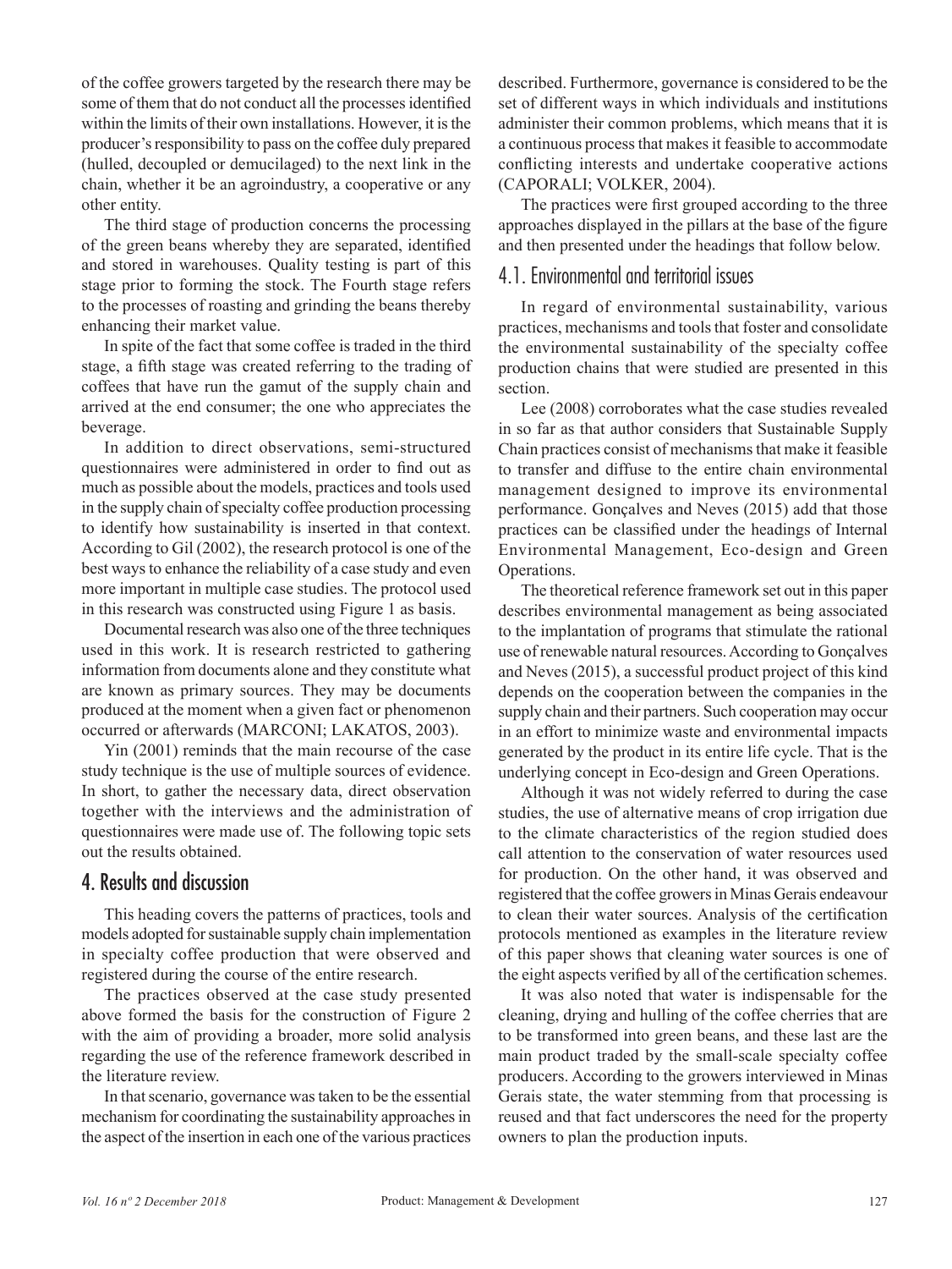of the coffee growers targeted by the research there may be some of them that do not conduct all the processes identified within the limits of their own installations. However, it is the producer's responsibility to pass on the coffee duly prepared (hulled, decoupled or demucilaged) to the next link in the chain, whether it be an agroindustry, a cooperative or any other entity.

The third stage of production concerns the processing of the green beans whereby they are separated, identified and stored in warehouses. Quality testing is part of this stage prior to forming the stock. The Fourth stage refers to the processes of roasting and grinding the beans thereby enhancing their market value.

In spite of the fact that some coffee is traded in the third stage, a fifth stage was created referring to the trading of coffees that have run the gamut of the supply chain and arrived at the end consumer; the one who appreciates the beverage.

In addition to direct observations, semi-structured questionnaires were administered in order to find out as much as possible about the models, practices and tools used in the supply chain of specialty coffee production processing to identify how sustainability is inserted in that context. According to Gil (2002), the research protocol is one of the best ways to enhance the reliability of a case study and even more important in multiple case studies. The protocol used in this research was constructed using Figure 1 as basis.

Documental research was also one of the three techniques used in this work. It is research restricted to gathering information from documents alone and they constitute what are known as primary sources. They may be documents produced at the moment when a given fact or phenomenon occurred or afterwards (MARCONI; LAKATOS, 2003).

Yin (2001) reminds that the main recourse of the case study technique is the use of multiple sources of evidence. In short, to gather the necessary data, direct observation together with the interviews and the administration of questionnaires were made use of. The following topic sets out the results obtained.

## 4. Results and discussion

This heading covers the patterns of practices, tools and models adopted for sustainable supply chain implementation in specialty coffee production that were observed and registered during the course of the entire research.

The practices observed at the case study presented above formed the basis for the construction of Figure 2 with the aim of providing a broader, more solid analysis regarding the use of the reference framework described in the literature review.

In that scenario, governance was taken to be the essential mechanism for coordinating the sustainability approaches in the aspect of the insertion in each one of the various practices described. Furthermore, governance is considered to be the set of different ways in which individuals and institutions administer their common problems, which means that it is a continuous process that makes it feasible to accommodate conflicting interests and undertake cooperative actions (CAPORALI; VOLKER, 2004).

The practices were first grouped according to the three approaches displayed in the pillars at the base of the figure and then presented under the headings that follow below.

### 4.1. Environmental and territorial issues

In regard of environmental sustainability, various practices, mechanisms and tools that foster and consolidate the environmental sustainability of the specialty coffee production chains that were studied are presented in this section.

Lee (2008) corroborates what the case studies revealed in so far as that author considers that Sustainable Supply Chain practices consist of mechanisms that make it feasible to transfer and diffuse to the entire chain environmental management designed to improve its environmental performance. Gonçalves and Neves (2015) add that those practices can be classified under the headings of Internal Environmental Management, Eco-design and Green Operations.

The theoretical reference framework set out in this paper describes environmental management as being associated to the implantation of programs that stimulate the rational use of renewable natural resources. According to Gonçalves and Neves (2015), a successful product project of this kind depends on the cooperation between the companies in the supply chain and their partners. Such cooperation may occur in an effort to minimize waste and environmental impacts generated by the product in its entire life cycle. That is the underlying concept in Eco-design and Green Operations.

Although it was not widely referred to during the case studies, the use of alternative means of crop irrigation due to the climate characteristics of the region studied does call attention to the conservation of water resources used for production. On the other hand, it was observed and registered that the coffee growers in Minas Gerais endeavour to clean their water sources. Analysis of the certification protocols mentioned as examples in the literature review of this paper shows that cleaning water sources is one of the eight aspects verified by all of the certification schemes.

It was also noted that water is indispensable for the cleaning, drying and hulling of the coffee cherries that are to be transformed into green beans, and these last are the main product traded by the small-scale specialty coffee producers. According to the growers interviewed in Minas Gerais state, the water stemming from that processing is reused and that fact underscores the need for the property owners to plan the production inputs.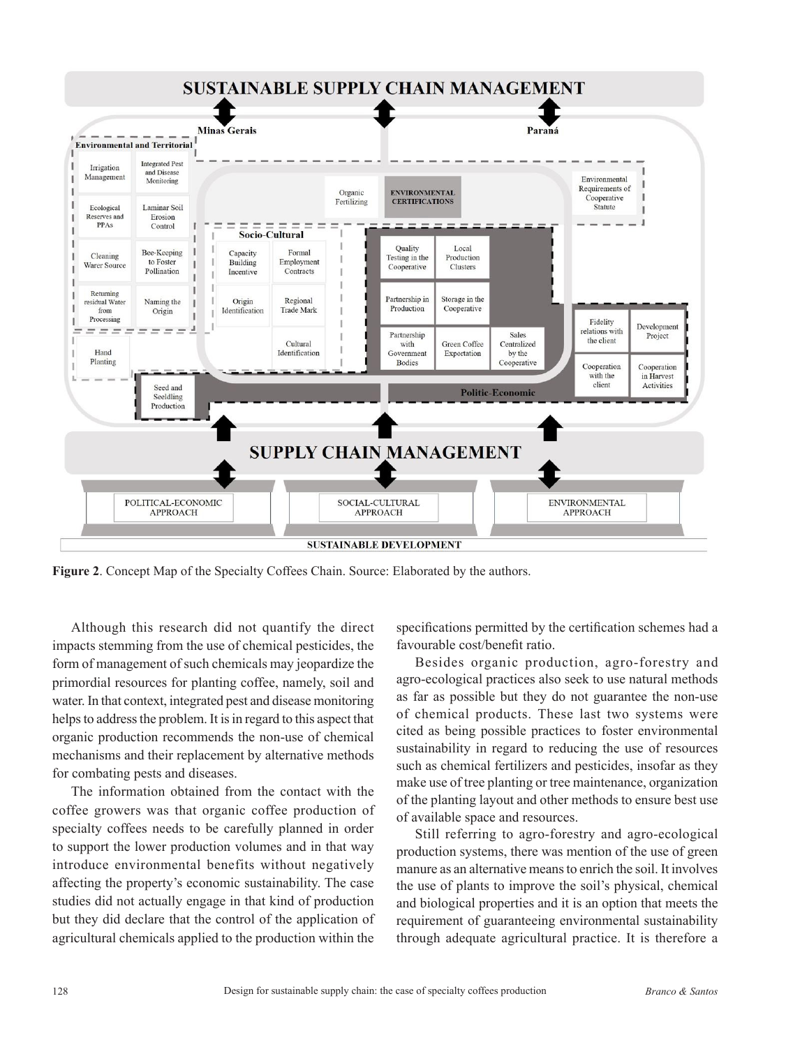**Figure 2**. Concept Map of the Specialty Coffees Chain. Source: Elaborated by the authors.

Although this research did not quantify the direct impacts stemming from the use of chemical pesticides, the form of management of such chemicals may jeopardize the primordial resources for planting coffee, namely, soil and water. In that context, integrated pest and disease monitoring helps to address the problem. It is in regard to this aspect that organic production recommends the non-use of chemical mechanisms and their replacement by alternative methods for combating pests and diseases.

The information obtained from the contact with the coffee growers was that organic coffee production of specialty coffees needs to be carefully planned in order to support the lower production volumes and in that way introduce environmental benefits without negatively affecting the property's economic sustainability. The case studies did not actually engage in that kind of production but they did declare that the control of the application of agricultural chemicals applied to the production within the specifications permitted by the certification schemes had a favourable cost/benefit ratio.

Besides organic production, agro-forestry and agro-ecological practices also seek to use natural methods as far as possible but they do not guarantee the non-use of chemical products. These last two systems were cited as being possible practices to foster environmental sustainability in regard to reducing the use of resources such as chemical fertilizers and pesticides, insofar as they make use of tree planting or tree maintenance, organization of the planting layout and other methods to ensure best use of available space and resources.

Still referring to agro-forestry and agro-ecological production systems, there was mention of the use of green manure as an alternative means to enrich the soil. It involves the use of plants to improve the soil's physical, chemical and biological properties and it is an option that meets the requirement of guaranteeing environmental sustainability through adequate agricultural practice. It is therefore a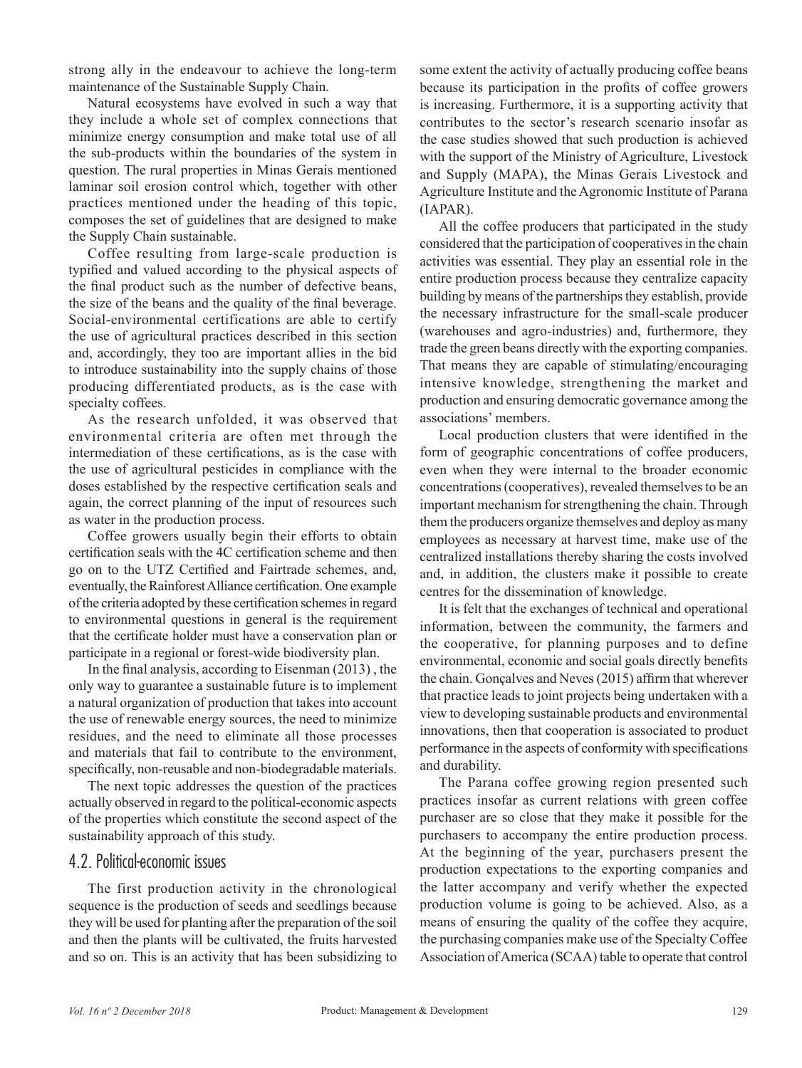strong ally in the endeavour to achieve the long-term maintenance of the Sustainable Supply Chain.

Natural ecosystems have evolved in such a way that they include a whole set of complex connections that minimize energy consumption and make total use of all the sub-products within the boundaries of the system in question. The rural properties in Minas Gerais mentioned laminar soil erosion control which, together with other practices mentioned under the heading of this topic, composes the set of guidelines that are designed to make the Supply Chain sustainable.

Coffee resulting from large-scale production is typified and valued according to the physical aspects of the final product such as the number of defective beans, the size of the beans and the quality of the final beverage. Social-environmental certifications are able to certify the use of agricultural practices described in this section and, accordingly, they too are important allies in the bid to introduce sustainability into the supply chains of those producing differentiated products, as is the case with specialty coffees.

As the research unfolded, it was observed that environmental criteria are often met through the intermediation of these certifications, as is the case with the use of agricultural pesticides in compliance with the doses established by the respective certification seals and again, the correct planning of the input of resources such as water in the production process.

Coffee growers usually begin their efforts to obtain certification seals with the 4C certification scheme and then go on to the UTZ Certified and Fairtrade schemes, and, eventually, the Rainforest Alliance certification. One example of the criteria adopted by these certification schemes in regard to environmental questions in general is the requirement that the certificate holder must have a conservation plan or participate in a regional or forest-wide biodiversity plan.

In the final analysis, according to Eisenman (2013) , the only way to guarantee a sustainable future is to implement a natural organization of production that takes into account the use of renewable energy sources, the need to minimize residues, and the need to eliminate all those processes and materials that fail to contribute to the environment, specifically, non-reusable and non-biodegradable materials.

The next topic addresses the question of the practices actually observed in regard to the political-economic aspects of the properties which constitute the second aspect of the sustainability approach of this study.

## 4.2. Political-economic issues

The first production activity in the chronological sequence is the production of seeds and seedlings because they will be used for planting after the preparation of the soil and then the plants will be cultivated, the fruits harvested and so on. This is an activity that has been subsidizing to some extent the activity of actually producing coffee beans because its participation in the profits of coffee growers is increasing. Furthermore, it is a supporting activity that contributes to the sector's research scenario insofar as the case studies showed that such production is achieved with the support of the Ministry of Agriculture, Livestock and Supply (MAPA), the Minas Gerais Livestock and Agriculture Institute and the Agronomic Institute of Parana (IAPAR).

All the coffee producers that participated in the study considered that the participation of cooperatives in the chain activities was essential. They play an essential role in the entire production process because they centralize capacity building by means of the partnerships they establish, provide the necessary infrastructure for the small-scale producer (warehouses and agro-industries) and, furthermore, they trade the green beans directly with the exporting companies. That means they are capable of stimulating/encouraging intensive knowledge, strengthening the market and production and ensuring democratic governance among the associations' members.

Local production clusters that were identified in the form of geographic concentrations of coffee producers, even when they were internal to the broader economic concentrations (cooperatives), revealed themselves to be an important mechanism for strengthening the chain. Through them the producers organize themselves and deploy as many employees as necessary at harvest time, make use of the centralized installations thereby sharing the costs involved and, in addition, the clusters make it possible to create centres for the dissemination of knowledge.

It is felt that the exchanges of technical and operational information, between the community, the farmers and the cooperative, for planning purposes and to define environmental, economic and social goals directly benefits the chain. Gonçalves and Neves (2015) affirm that wherever that practice leads to joint projects being undertaken with a view to developing sustainable products and environmental innovations, then that cooperation is associated to product performance in the aspects of conformity with specifications and durability.

The Parana coffee growing region presented such practices insofar as current relations with green coffee purchaser are so close that they make it possible for the purchasers to accompany the entire production process. At the beginning of the year, purchasers present the production expectations to the exporting companies and the latter accompany and verify whether the expected production volume is going to be achieved. Also, as a means of ensuring the quality of the coffee they acquire, the purchasing companies make use of the Specialty Coffee Association of America (SCAA) table to operate that control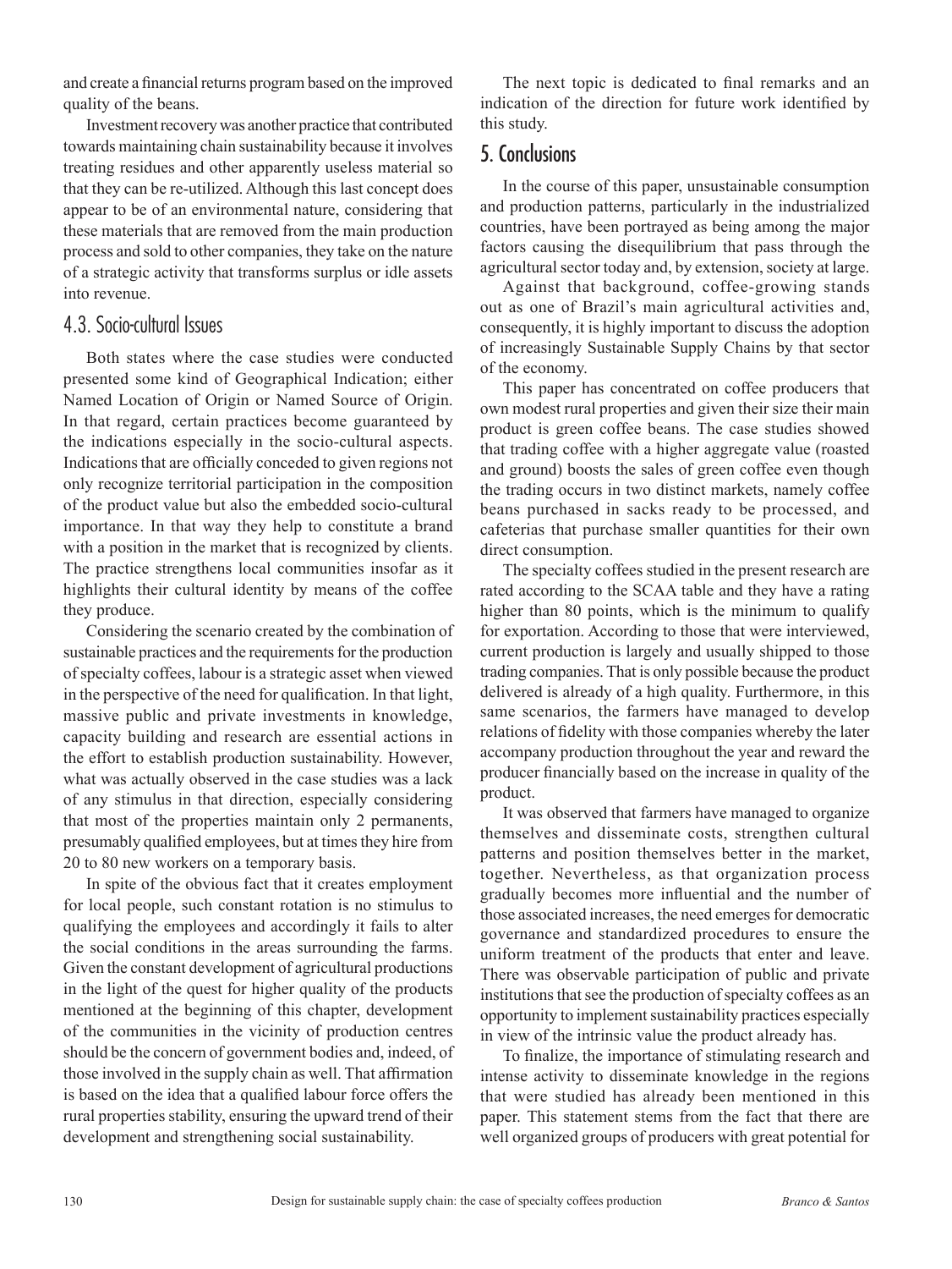and create a financial returns program based on the improved quality of the beans.

Investment recovery was another practice that contributed towards maintaining chain sustainability because it involves treating residues and other apparently useless material so that they can be re-utilized. Although this last concept does appear to be of an environmental nature, considering that these materials that are removed from the main production process and sold to other companies, they take on the nature of a strategic activity that transforms surplus or idle assets into revenue.

### 4.3. Socio-cultural Issues

Both states where the case studies were conducted presented some kind of Geographical Indication; either Named Location of Origin or Named Source of Origin. In that regard, certain practices become guaranteed by the indications especially in the socio-cultural aspects. Indications that are officially conceded to given regions not only recognize territorial participation in the composition of the product value but also the embedded socio-cultural importance. In that way they help to constitute a brand with a position in the market that is recognized by clients. The practice strengthens local communities insofar as it highlights their cultural identity by means of the coffee they produce.

Considering the scenario created by the combination of sustainable practices and the requirements for the production of specialty coffees, labour is a strategic asset when viewed in the perspective of the need for qualification. In that light, massive public and private investments in knowledge, capacity building and research are essential actions in the effort to establish production sustainability. However, what was actually observed in the case studies was a lack of any stimulus in that direction, especially considering that most of the properties maintain only 2 permanents, presumably qualified employees, but at times they hire from 20 to 80 new workers on a temporary basis.

In spite of the obvious fact that it creates employment for local people, such constant rotation is no stimulus to qualifying the employees and accordingly it fails to alter the social conditions in the areas surrounding the farms. Given the constant development of agricultural productions in the light of the quest for higher quality of the products mentioned at the beginning of this chapter, development of the communities in the vicinity of production centres should be the concern of government bodies and, indeed, of those involved in the supply chain as well. That affirmation is based on the idea that a qualified labour force offers the rural properties stability, ensuring the upward trend of their development and strengthening social sustainability.

The next topic is dedicated to final remarks and an indication of the direction for future work identified by this study.

## 5. Conclusions

In the course of this paper, unsustainable consumption and production patterns, particularly in the industrialized countries, have been portrayed as being among the major factors causing the disequilibrium that pass through the agricultural sector today and, by extension, society at large.

Against that background, coffee-growing stands out as one of Brazil's main agricultural activities and, consequently, it is highly important to discuss the adoption of increasingly Sustainable Supply Chains by that sector of the economy.

This paper has concentrated on coffee producers that own modest rural properties and given their size their main product is green coffee beans. The case studies showed that trading coffee with a higher aggregate value (roasted and ground) boosts the sales of green coffee even though the trading occurs in two distinct markets, namely coffee beans purchased in sacks ready to be processed, and cafeterias that purchase smaller quantities for their own direct consumption.

The specialty coffees studied in the present research are rated according to the SCAA table and they have a rating higher than 80 points, which is the minimum to qualify for exportation. According to those that were interviewed, current production is largely and usually shipped to those trading companies. That is only possible because the product delivered is already of a high quality. Furthermore, in this same scenarios, the farmers have managed to develop relations of fidelity with those companies whereby the later accompany production throughout the year and reward the producer financially based on the increase in quality of the product.

It was observed that farmers have managed to organize themselves and disseminate costs, strengthen cultural patterns and position themselves better in the market, together. Nevertheless, as that organization process gradually becomes more influential and the number of those associated increases, the need emerges for democratic governance and standardized procedures to ensure the uniform treatment of the products that enter and leave. There was observable participation of public and private institutions that see the production of specialty coffees as an opportunity to implement sustainability practices especially in view of the intrinsic value the product already has.

To finalize, the importance of stimulating research and intense activity to disseminate knowledge in the regions that were studied has already been mentioned in this paper. This statement stems from the fact that there are well organized groups of producers with great potential for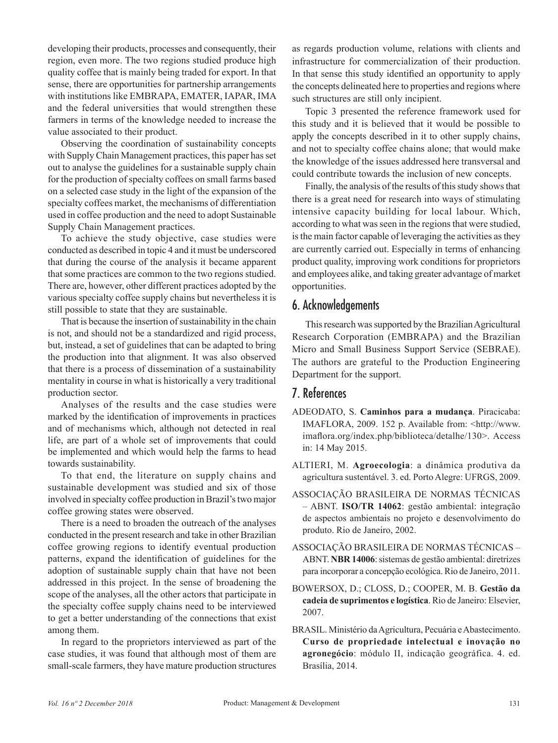developing their products, processes and consequently, their region, even more. The two regions studied produce high quality coffee that is mainly being traded for export. In that sense, there are opportunities for partnership arrangements with institutions like EMBRAPA, EMATER, IAPAR, IMA and the federal universities that would strengthen these farmers in terms of the knowledge needed to increase the value associated to their product.

Observing the coordination of sustainability concepts with Supply Chain Management practices, this paper has set out to analyse the guidelines for a sustainable supply chain for the production of specialty coffees on small farms based on a selected case study in the light of the expansion of the specialty coffees market, the mechanisms of differentiation used in coffee production and the need to adopt Sustainable Supply Chain Management practices.

To achieve the study objective, case studies were conducted as described in topic 4 and it must be underscored that during the course of the analysis it became apparent that some practices are common to the two regions studied. There are, however, other different practices adopted by the various specialty coffee supply chains but nevertheless it is still possible to state that they are sustainable.

That is because the insertion of sustainability in the chain is not, and should not be a standardized and rigid process, but, instead, a set of guidelines that can be adapted to bring the production into that alignment. It was also observed that there is a process of dissemination of a sustainability mentality in course in what is historically a very traditional production sector.

Analyses of the results and the case studies were marked by the identification of improvements in practices and of mechanisms which, although not detected in real life, are part of a whole set of improvements that could be implemented and which would help the farms to head towards sustainability.

To that end, the literature on supply chains and sustainable development was studied and six of those involved in specialty coffee production in Brazil's two major coffee growing states were observed.

There is a need to broaden the outreach of the analyses conducted in the present research and take in other Brazilian coffee growing regions to identify eventual production patterns, expand the identification of guidelines for the adoption of sustainable supply chain that have not been addressed in this project. In the sense of broadening the scope of the analyses, all the other actors that participate in the specialty coffee supply chains need to be interviewed to get a better understanding of the connections that exist among them.

In regard to the proprietors interviewed as part of the case studies, it was found that although most of them are small-scale farmers, they have mature production structures as regards production volume, relations with clients and infrastructure for commercialization of their production. In that sense this study identified an opportunity to apply the concepts delineated here to properties and regions where such structures are still only incipient.

Topic 3 presented the reference framework used for this study and it is believed that it would be possible to apply the concepts described in it to other supply chains, and not to specialty coffee chains alone; that would make the knowledge of the issues addressed here transversal and could contribute towards the inclusion of new concepts.

Finally, the analysis of the results of this study shows that there is a great need for research into ways of stimulating intensive capacity building for local labour. Which, according to what was seen in the regions that were studied, is the main factor capable of leveraging the activities as they are currently carried out. Especially in terms of enhancing product quality, improving work conditions for proprietors and employees alike, and taking greater advantage of market opportunities.

## 6. Acknowledgements

This research was supported by the Brazilian Agricultural Research Corporation (EMBRAPA) and the Brazilian Micro and Small Business Support Service (SEBRAE). The authors are grateful to the Production Engineering Department for the support.

## 7. References

ADEODATO, S. **Caminhos para a mudança**. Piracicaba: IMAFLORA, 2009. 152 p. Available from: <http://www.imaflora.org/index.php/biblioteca/detalhe/130>. Access in: 14 May 2015.

ALTIERI, M. **Agroecologia**: a dinâmica produtiva da agricultura sustentável. 3. ed. Porto Alegre: UFRGS, 2009.

ASSOCIAÇÃO BRASILEIRA DE NORMAS TÉCNICAS – ABNT. **ISO/TR 14062**: gestão ambiental: integração de aspectos ambientais no projeto e desenvolvimento do produto. Rio de Janeiro, 2002.

ASSOCIAÇÃO BRASILEIRA DE NORMAS TÉCNICAS – ABNT. **NBR 14006**: sistemas de gestão ambiental: diretrizes para incorporar a concepção ecológica. Rio de Janeiro, 2011.

BOWERSOX, D.; CLOSS, D.; COOPER, M. B. **Gestão da cadeia de suprimentos e logística**. Rio de Janeiro: Elsevier, 2007.

BRASIL. Ministério da Agricultura, Pecuária e Abastecimento. **Curso de propriedade intelectual e inovação no agronegócio**: módulo II, indicação geográfica. 4. ed. Brasília, 2014.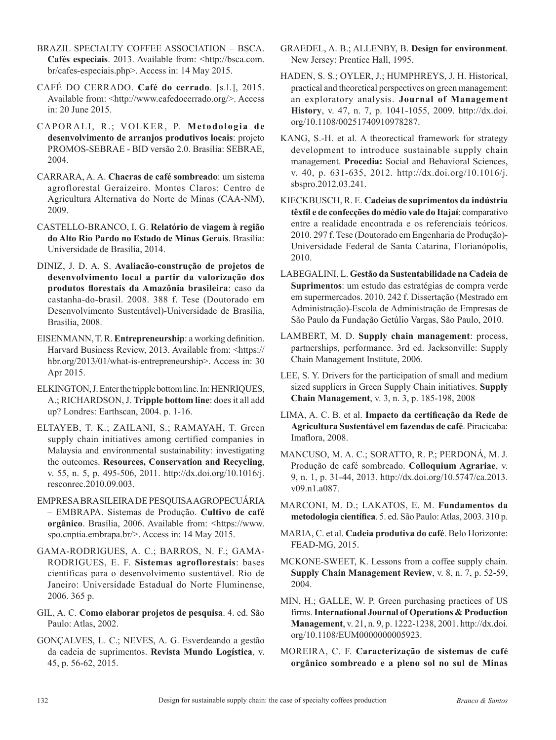BRAZIL SPECIALTY COFFEE ASSOCIATION – BSCA. **Cafés especiais**. 2013. Available from: <http://bsca.com.br/cafes-especiais.php>. Access in: 14 May 2015.

CAFÉ DO CERRADO. **Café do cerrado**. [s.l.], 2015. Available from: <http://www.cafedocerrado.org/>. Access in: 20 June 2015.

CAPORALI, R.; VOLKER, P. **Metodologia de desenvolvimento de arranjos produtivos locais**: projeto PROMOS-SEBRAE - BID versão 2.0. Brasília: SEBRAE, 2004.

CARRARA, A. A. **Chacras de café sombreado**: um sistema agroflorestal Geraizeiro. Montes Claros: Centro de Agricultura Alternativa do Norte de Minas (CAA-NM), 2009.

CASTELLO-BRANCO, I. G. **Relatório de viagem à região do Alto Rio Pardo no Estado de Minas Gerais**. Brasília: Universidade de Brasília, 2014.

DINIZ, J. D. A. S. **Avaliacão-construção de projetos de desenvolvimento local a partir da valorização dos produtos florestais da Amazônia brasileira**: caso da castanha-do-brasil. 2008. 388 f. Tese (Doutorado em Desenvolvimento Sustentável)-Universidade de Brasília, Brasília, 2008.

EISENMANN, T. R. **Entrepreneurship**: a working definition. Harvard Business Review, 2013. Available from: <https://hbr.org/2013/01/what-is-entrepreneurship>. Access in: 30 Apr 2015.

ELKINGTON, J. Enter the tripple bottom line. In: HENRIQUES, A.; RICHARDSON, J. **Tripple bottom line**: does it all add up? Londres: Earthscan, 2004. p. 1-16.

ELTAYEB, T. K.; ZAILANI, S.; RAMAYAH, T. Green supply chain initiatives among certified companies in Malaysia and environmental sustainability: investigating the outcomes. **Resources, Conservation and Recycling**, v. 55, n. 5, p. 495-506, 2011. http://dx.doi.org/10.1016/j.resconrec.2010.09.003.

EMPRESA BRASILEIRA DE PESQUISA AGROPECUÁRIA – EMBRAPA. Sistemas de Produção. **Cultivo de café orgânico**. Brasília, 2006. Available from: <https://www.spo.cnptia.embrapa.br/>. Access in: 14 May 2015.

GAMA-RODRIGUES, A. C.; BARROS, N. F.; GAMA-RODRIGUES, E. F. **Sistemas agroflorestais**: bases científicas para o desenvolvimento sustentável. Rio de Janeiro: Universidade Estadual do Norte Fluminense, 2006. 365 p.

GIL, A. C. **Como elaborar projetos de pesquisa**. 4. ed. São Paulo: Atlas, 2002.

GONÇALVES, L. C.; NEVES, A. G. Esverdeando a gestão da cadeia de suprimentos. **Revista Mundo Logística**, v. 45, p. 56-62, 2015.

GRAEDEL, A. B.; ALLENBY, B. **Design for environment**. New Jersey: Prentice Hall, 1995.

HADEN, S. S.; OYLER, J.; HUMPHREYS, J. H. Historical, practical and theoretical perspectives on green management: an exploratory analysis. **Journal of Management History**, v. 47, n. 7, p. 1041-1055, 2009. http://dx.doi.org/10.1108/00251740910978287.

KANG, S.-H. et al. A theorectical framework for strategy development to introduce sustainable supply chain management. **Procedia:** Social and Behavioral Sciences, v. 40, p. 631-635, 2012. http://dx.doi.org/10.1016/j.sbspro.2012.03.241.

KIECKBUSCH, R. E. **Cadeias de suprimentos da indústria têxtil e de confecções do médio vale do Itajaí**: comparativo entre a realidade encontrada e os referenciais teóricos. 2010. 297 f. Tese (Doutorado em Engenharia de Produção)-Universidade Federal de Santa Catarina, Florianópolis, 2010.

LABEGALINI, L. **Gestão da Sustentabilidade na Cadeia de Suprimentos**: um estudo das estratégias de compra verde em supermercados. 2010. 242 f. Dissertação (Mestrado em Administração)-Escola de Administração de Empresas de São Paulo da Fundação Getúlio Vargas, São Paulo, 2010.

LAMBERT, M. D. **Supply chain management**: process, partnerships, performance. 3rd ed. Jacksonville: Supply Chain Management Institute, 2006.

LEE, S. Y. Drivers for the participation of small and medium sized suppliers in Green Supply Chain initiatives. **Supply Chain Management**, v. 3, n. 3, p. 185-198, 2008

LIMA, A. C. B. et al. **Impacto da certificação da Rede de Agricultura Sustentável em fazendas de café**. Piracicaba: Imaflora, 2008.

MANCUSO, M. A. C.; SORATTO, R. P.; PERDONÁ, M. J. Produção de café sombreado. **Colloquium Agrariae**, v. 9, n. 1, p. 31-44, 2013. http://dx.doi.org/10.5747/ca.2013.v09.n1.a087.

MARCONI, M. D.; LAKATOS, E. M. **Fundamentos da metodologia científica**. 5. ed. São Paulo: Atlas, 2003. 310 p.

MARIA, C. et al. **Cadeia produtiva do café**. Belo Horizonte: FEAD-MG, 2015.

MCKONE-SWEET, K. Lessons from a coffee supply chain. **Supply Chain Management Review**, v. 8, n. 7, p. 52-59, 2004.

MIN, H.; GALLE, W. P. Green purchasing practices of US firms. **International Journal of Operations & Production Management**, v. 21, n. 9, p. 1222-1238, 2001. http://dx.doi.org/10.1108/EUM0000000005923.

MOREIRA, C. F. **Caracterização de sistemas de café orgânico sombreado e a pleno sol no sul de Minas**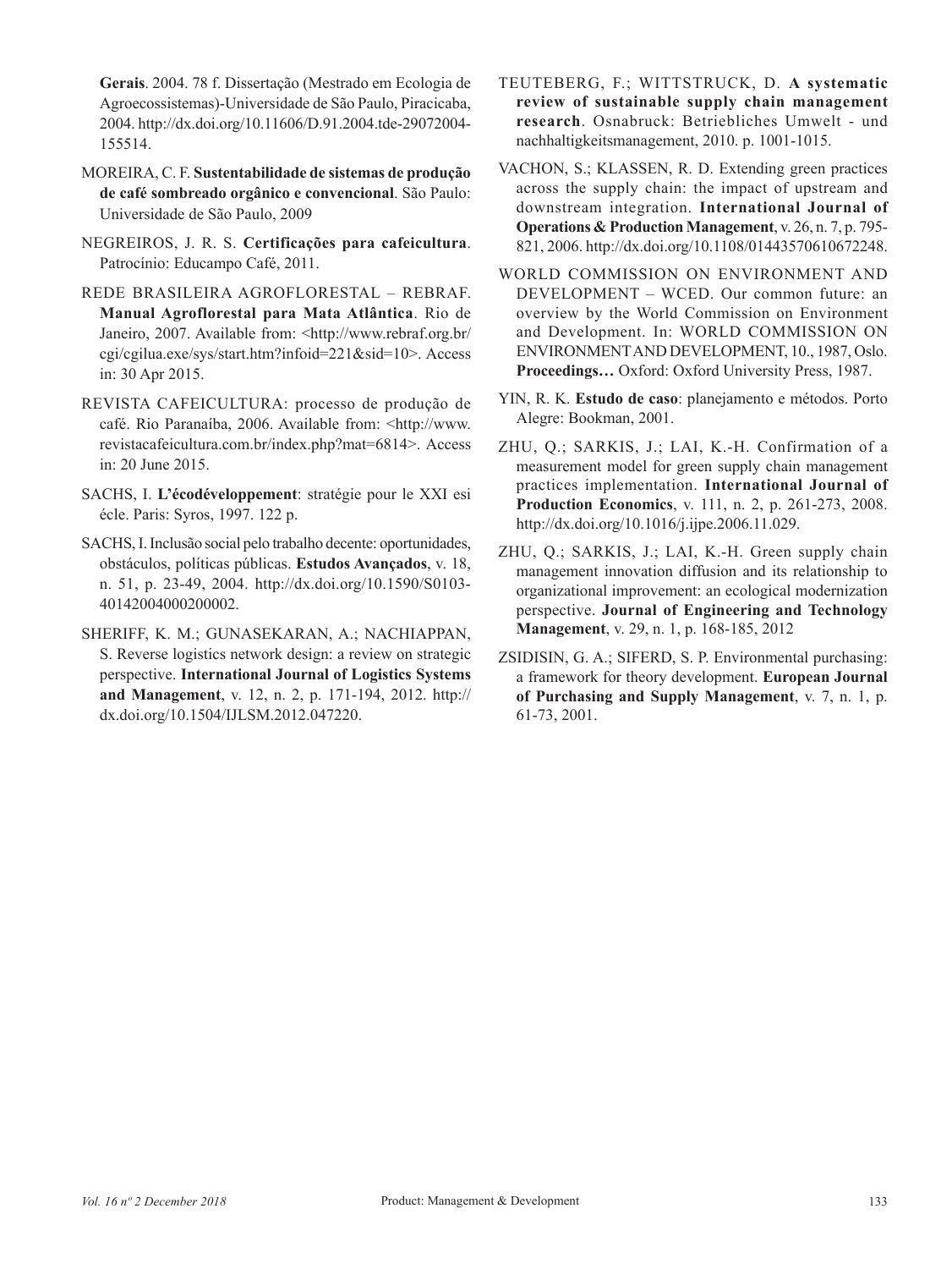**Gerais**. 2004. 78 f. Dissertação (Mestrado em Ecologia de Agroecossistemas)-Universidade de São Paulo, Piracicaba, 2004. http://dx.doi.org/10.11606/D.91.2004.tde-29072004-155514.

MOREIRA, C. F. **Sustentabilidade de sistemas de produção de café sombreado orgânico e convencional**. São Paulo: Universidade de São Paulo, 2009

NEGREIROS, J. R. S. **Certificações para cafeicultura**. Patrocínio: Educampo Café, 2011.

REDE BRASILEIRA AGROFLORESTAL – REBRAF. **Manual Agroflorestal para Mata Atlântica**. Rio de Janeiro, 2007. Available from: <http://www.rebraf.org.br/cgi/cgilua.exe/sys/start.htm?infoid=221&sid=10>. Access in: 30 Apr 2015.

REVISTA CAFEICULTURA: processo de produção de café. Rio Paranaíba, 2006. Available from: <http://www.revistacafeicultura.com.br/index.php?mat=6814>. Access in: 20 June 2015.

SACHS, I. **L'écodéveloppement**: stratégie pour le XXI esi écle. Paris: Syros, 1997. 122 p.

SACHS, I. Inclusão social pelo trabalho decente: oportunidades, obstáculos, políticas públicas. **Estudos Avançados**, v. 18, n. 51, p. 23-49, 2004. http://dx.doi.org/10.1590/S0103-40142004000200002.

SHERIFF, K. M.; GUNASEKARAN, A.; NACHIAPPAN, S. Reverse logistics network design: a review on strategic perspective. **International Journal of Logistics Systems and Management**, v. 12, n. 2, p. 171-194, 2012. http://dx.doi.org/10.1504/IJLSM.2012.047220.

TEUTEBERG, F.; WITTSTRUCK, D. **A systematic review of sustainable supply chain management research**. Osnabruck: Betriebliches Umwelt - und nachhaltigkeitsmanagement, 2010. p. 1001-1015.

VACHON, S.; KLASSEN, R. D. Extending green practices across the supply chain: the impact of upstream and downstream integration. **International Journal of Operations & Production Management**, v. 26, n. 7, p. 795-821, 2006. http://dx.doi.org/10.1108/01443570610672248.

WORLD COMMISSION ON ENVIRONMENT AND DEVELOPMENT – WCED. Our common future: an overview by the World Commission on Environment and Development. In: WORLD COMMISSION ON ENVIRONMENT AND DEVELOPMENT, 10., 1987, Oslo. **Proceedings…** Oxford: Oxford University Press, 1987.

YIN, R. K. **Estudo de caso**: planejamento e métodos. Porto Alegre: Bookman, 2001.

ZHU, Q.; SARKIS, J.; LAI, K.-H. Confirmation of a measurement model for green supply chain management practices implementation. **International Journal of Production Economics**, v. 111, n. 2, p. 261-273, 2008. http://dx.doi.org/10.1016/j.ijpe.2006.11.029.

ZHU, Q.; SARKIS, J.; LAI, K.-H. Green supply chain management innovation diffusion and its relationship to organizational improvement: an ecological modernization perspective. **Journal of Engineering and Technology Management**, v. 29, n. 1, p. 168-185, 2012

ZSIDISIN, G. A.; SIFERD, S. P. Environmental purchasing: a framework for theory development. **European Journal of Purchasing and Supply Management**, v. 7, n. 1, p. 61-73, 2001.